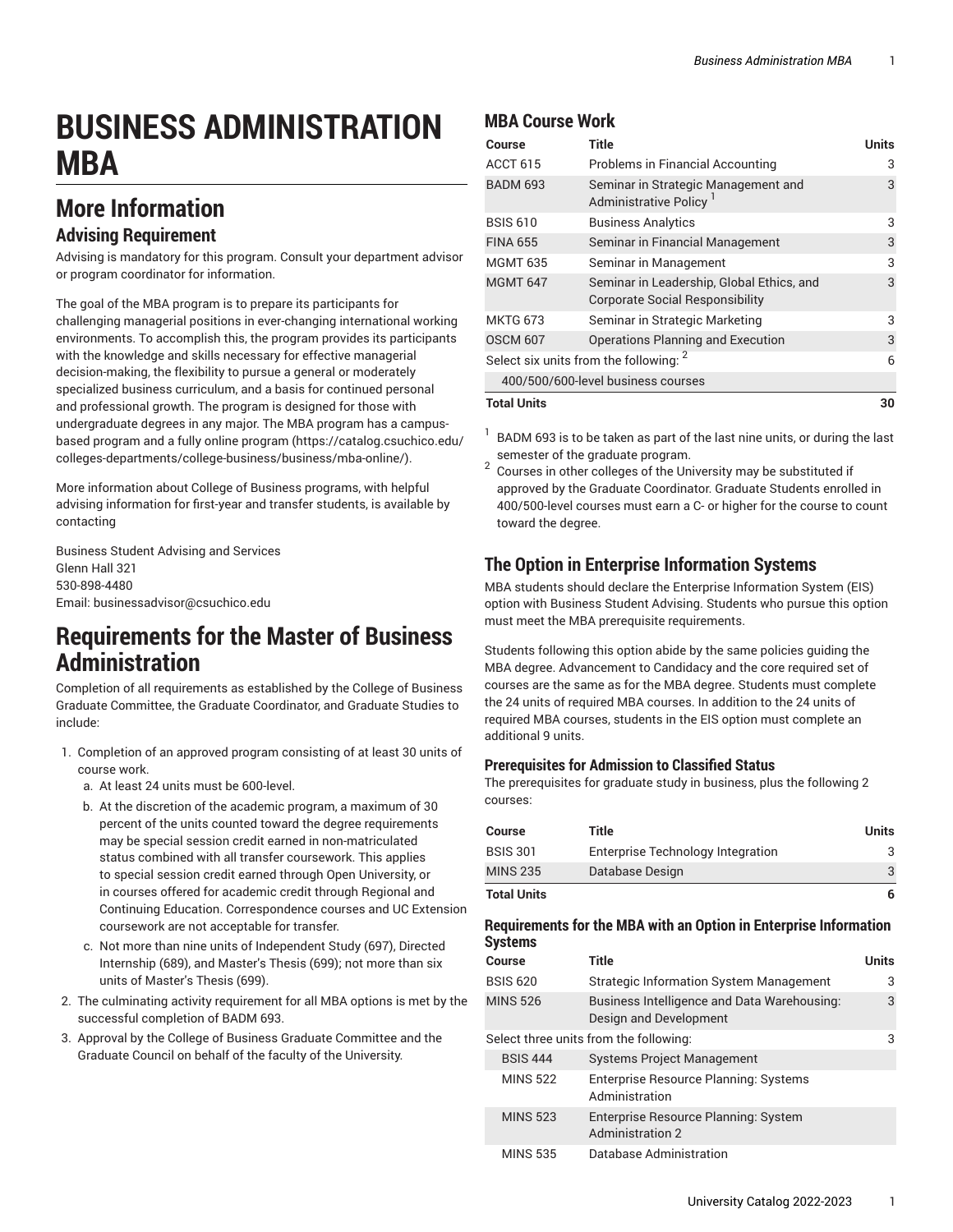// Business Administration MBA

# BUSINESS ADMINISTRATION MBA

## More Information

### Advising Requirement

Advising is mandatory for this program. Consult your department advisor or program coordinator for information.

The goal of the MBA program is to prepare its participants for challenging managerial positions in ever-changing international working environments. To accomplish this, the program provides its participants with the knowledge and skills necessary for effective managerial decision-making, the flexibility to pursue a general or moderately specialized business curriculum, and a basis for continued personal and professional growth. The program is designed for those with undergraduate degrees in any major. The MBA program has a campus-based program and a fully online program (https://catalog.csuchico.edu/colleges-departments/college-business/business/mba-online/).

More information about College of Business programs, with helpful advising information for first-year and transfer students, is available by contacting

Business Student Advising and Services
Glenn Hall 321
530-898-4480
Email: businessadvisor@csuchico.edu

## Requirements for the Master of Business Administration

Completion of all requirements as established by the College of Business Graduate Committee, the Graduate Coordinator, and Graduate Studies to include:

1. Completion of an approved program consisting of at least 30 units of course work.
   a. At least 24 units must be 600-level.
   b. At the discretion of the academic program, a maximum of 30 percent of the units counted toward the degree requirements may be special session credit earned in non-matriculated status combined with all transfer coursework. This applies to special session credit earned through Open University, or in courses offered for academic credit through Regional and Continuing Education. Correspondence courses and UC Extension coursework are not acceptable for transfer.
   c. Not more than nine units of Independent Study (697), Directed Internship (689), and Master's Thesis (699); not more than six units of Master's Thesis (699).
2. The culminating activity requirement for all MBA options is met by the successful completion of BADM 693.
3. Approval by the College of Business Graduate Committee and the Graduate Council on behalf of the faculty of the University.

### MBA Course Work

| Course | Title | Units |
|---|---|---|
| ACCT 615 | Problems in Financial Accounting | 3 |
| BADM 693 | Seminar in Strategic Management and Administrative Policy [1] | 3 |
| BSIS 610 | Business Analytics | 3 |
| FINA 655 | Seminar in Financial Management | 3 |
| MGMT 635 | Seminar in Management | 3 |
| MGMT 647 | Seminar in Leadership, Global Ethics, and Corporate Social Responsibility | 3 |
| MKTG 673 | Seminar in Strategic Marketing | 3 |
| OSCM 607 | Operations Planning and Execution | 3 |
| Select six units from the following: [2] | | 6 |
| 400/500/600-level business courses | | |
| **Total Units** | | **30** |

[1] BADM 693 is to be taken as part of the last nine units, or during the last semester of the graduate program.

[2] Courses in other colleges of the University may be substituted if approved by the Graduate Coordinator. Graduate Students enrolled in 400/500-level courses must earn a C- or higher for the course to count toward the degree.

## The Option in Enterprise Information Systems

MBA students should declare the Enterprise Information System (EIS) option with Business Student Advising. Students who pursue this option must meet the MBA prerequisite requirements.

Students following this option abide by the same policies guiding the MBA degree. Advancement to Candidacy and the core required set of courses are the same as for the MBA degree. Students must complete the 24 units of required MBA courses. In addition to the 24 units of required MBA courses, students in the EIS option must complete an additional 9 units.

### Prerequisites for Admission to Classified Status

The prerequisites for graduate study in business, plus the following 2 courses:

| Course | Title | Units |
|---|---|---|
| BSIS 301 | Enterprise Technology Integration | 3 |
| MINS 235 | Database Design | 3 |
| **Total Units** | | **6** |

### Requirements for the MBA with an Option in Enterprise Information Systems

| Course | Title | Units |
|---|---|---|
| BSIS 620 | Strategic Information System Management | 3 |
| MINS 526 | Business Intelligence and Data Warehousing: Design and Development | 3 |
| Select three units from the following: | | 3 |
| BSIS 444 | Systems Project Management | |
| MINS 522 | Enterprise Resource Planning: Systems Administration | |
| MINS 523 | Enterprise Resource Planning: System Administration 2 | |
| MINS 535 | Database Administration | |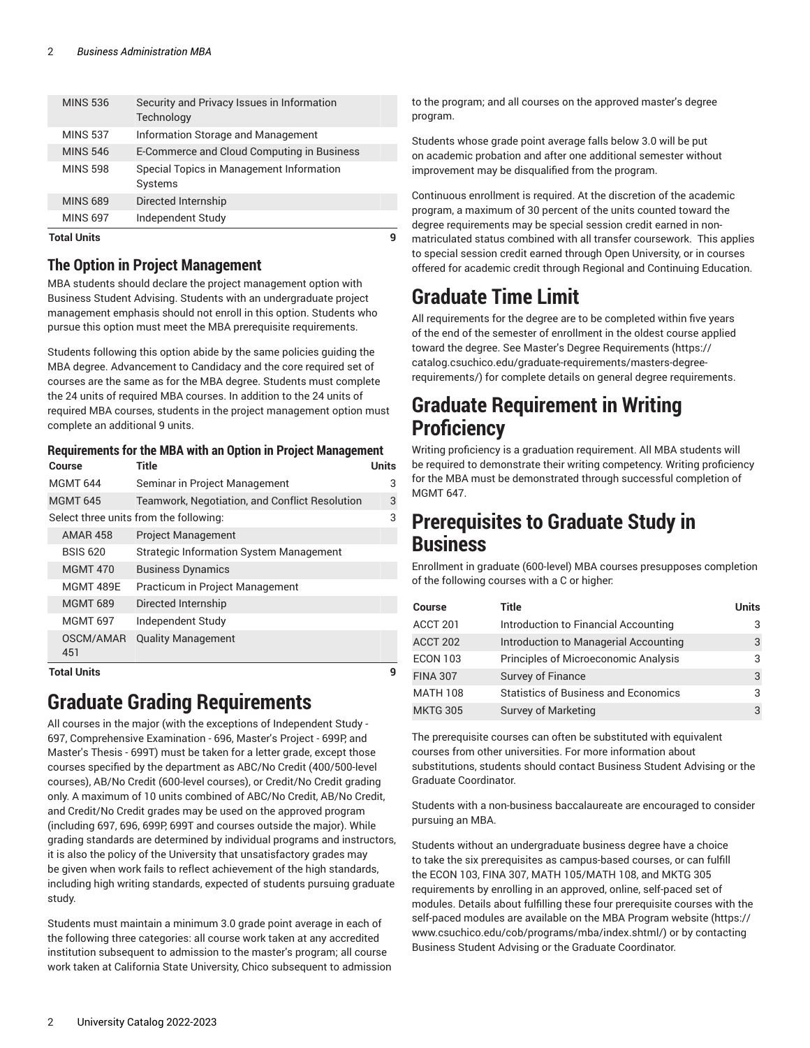| Course | Title | Units |
|---|---|---|
| MINS 536 | Security and Privacy Issues in Information Technology | |
| MINS 537 | Information Storage and Management | |
| MINS 546 | E-Commerce and Cloud Computing in Business | |
| MINS 598 | Special Topics in Management Information Systems | |
| MINS 689 | Directed Internship | |
| MINS 697 | Independent Study | |
| **Total Units** | | **9** |

### The Option in Project Management

MBA students should declare the project management option with Business Student Advising. Students with an undergraduate project management emphasis should not enroll in this option. Students who pursue this option must meet the MBA prerequisite requirements.

Students following this option abide by the same policies guiding the MBA degree. Advancement to Candidacy and the core required set of courses are the same as for the MBA degree. Students must complete the 24 units of required MBA courses. In addition to the 24 units of required MBA courses, students in the project management option must complete an additional 9 units.

#### Requirements for the MBA with an Option in Project Management

| Course | Title | Units |
|---|---|---|
| MGMT 644 | Seminar in Project Management | 3 |
| MGMT 645 | Teamwork, Negotiation, and Conflict Resolution | 3 |
| Select three units from the following: | | 3 |
| AMAR 458 | Project Management | |
| BSIS 620 | Strategic Information System Management | |
| MGMT 470 | Business Dynamics | |
| MGMT 489E | Practicum in Project Management | |
| MGMT 689 | Directed Internship | |
| MGMT 697 | Independent Study | |
| OSCM/AMAR 451 | Quality Management | |
| **Total Units** | | **9** |

# Graduate Grading Requirements

All courses in the major (with the exceptions of Independent Study - 697, Comprehensive Examination - 696, Master's Project - 699P, and Master's Thesis - 699T) must be taken for a letter grade, except those courses specified by the department as ABC/No Credit (400/500-level courses), AB/No Credit (600-level courses), or Credit/No Credit grading only. A maximum of 10 units combined of ABC/No Credit, AB/No Credit, and Credit/No Credit grades may be used on the approved program (including 697, 696, 699P, 699T and courses outside the major). While grading standards are determined by individual programs and instructors, it is also the policy of the University that unsatisfactory grades may be given when work fails to reflect achievement of the high standards, including high writing standards, expected of students pursuing graduate study.

Students must maintain a minimum 3.0 grade point average in each of the following three categories: all course work taken at any accredited institution subsequent to admission to the master's program; all course work taken at California State University, Chico subsequent to admission to the program; and all courses on the approved master's degree program.

Students whose grade point average falls below 3.0 will be put on academic probation and after one additional semester without improvement may be disqualified from the program.

Continuous enrollment is required. At the discretion of the academic program, a maximum of 30 percent of the units counted toward the degree requirements may be special session credit earned in non-matriculated status combined with all transfer coursework. This applies to special session credit earned through Open University, or in courses offered for academic credit through Regional and Continuing Education.

# Graduate Time Limit

All requirements for the degree are to be completed within five years of the end of the semester of enrollment in the oldest course applied toward the degree. See Master's Degree Requirements (https://catalog.csuchico.edu/graduate-requirements/masters-degree-requirements/) for complete details on general degree requirements.

# Graduate Requirement in Writing Proficiency

Writing proficiency is a graduation requirement. All MBA students will be required to demonstrate their writing competency. Writing proficiency for the MBA must be demonstrated through successful completion of MGMT 647.

# Prerequisites to Graduate Study in Business

Enrollment in graduate (600-level) MBA courses presupposes completion of the following courses with a C or higher:

| Course | Title | Units |
|---|---|---|
| ACCT 201 | Introduction to Financial Accounting | 3 |
| ACCT 202 | Introduction to Managerial Accounting | 3 |
| ECON 103 | Principles of Microeconomic Analysis | 3 |
| FINA 307 | Survey of Finance | 3 |
| MATH 108 | Statistics of Business and Economics | 3 |
| MKTG 305 | Survey of Marketing | 3 |

The prerequisite courses can often be substituted with equivalent courses from other universities. For more information about substitutions, students should contact Business Student Advising or the Graduate Coordinator.

Students with a non-business baccalaureate are encouraged to consider pursuing an MBA.

Students without an undergraduate business degree have a choice to take the six prerequisites as campus-based courses, or can fulfill the ECON 103, FINA 307, MATH 105/MATH 108, and MKTG 305 requirements by enrolling in an approved, online, self-paced set of modules. Details about fulfilling these four prerequisite courses with the self-paced modules are available on the MBA Program website (https://www.csuchico.edu/cob/programs/mba/index.shtml/) or by contacting Business Student Advising or the Graduate Coordinator.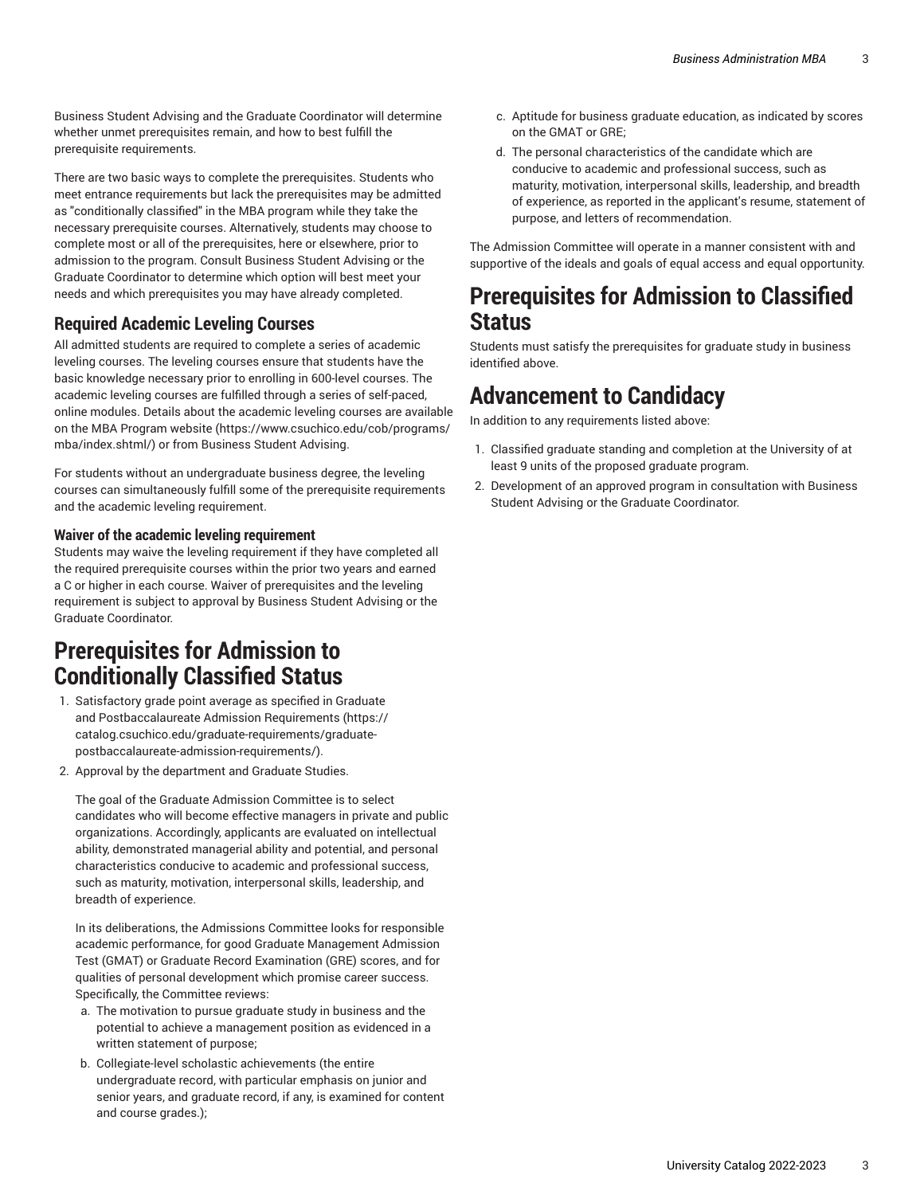Business Student Advising and the Graduate Coordinator will determine whether unmet prerequisites remain, and how to best fulfill the prerequisite requirements.

There are two basic ways to complete the prerequisites. Students who meet entrance requirements but lack the prerequisites may be admitted as "conditionally classified" in the MBA program while they take the necessary prerequisite courses. Alternatively, students may choose to complete most or all of the prerequisites, here or elsewhere, prior to admission to the program. Consult Business Student Advising or the Graduate Coordinator to determine which option will best meet your needs and which prerequisites you may have already completed.

### Required Academic Leveling Courses

All admitted students are required to complete a series of academic leveling courses. The leveling courses ensure that students have the basic knowledge necessary prior to enrolling in 600-level courses. The academic leveling courses are fulfilled through a series of self-paced, online modules. Details about the academic leveling courses are available on the MBA Program website (https://www.csuchico.edu/cob/programs/mba/index.shtml/) or from Business Student Advising.

For students without an undergraduate business degree, the leveling courses can simultaneously fulfill some of the prerequisite requirements and the academic leveling requirement.

#### Waiver of the academic leveling requirement

Students may waive the leveling requirement if they have completed all the required prerequisite courses within the prior two years and earned a C or higher in each course. Waiver of prerequisites and the leveling requirement is subject to approval by Business Student Advising or the Graduate Coordinator.

## Prerequisites for Admission to Conditionally Classified Status

1. Satisfactory grade point average as specified in Graduate and Postbaccalaureate Admission Requirements (https://catalog.csuchico.edu/graduate-requirements/graduate-postbaccalaureate-admission-requirements/).
2. Approval by the department and Graduate Studies.

   The goal of the Graduate Admission Committee is to select candidates who will become effective managers in private and public organizations. Accordingly, applicants are evaluated on intellectual ability, demonstrated managerial ability and potential, and personal characteristics conducive to academic and professional success, such as maturity, motivation, interpersonal skills, leadership, and breadth of experience.

   In its deliberations, the Admissions Committee looks for responsible academic performance, for good Graduate Management Admission Test (GMAT) or Graduate Record Examination (GRE) scores, and for qualities of personal development which promise career success. Specifically, the Committee reviews:

   a. The motivation to pursue graduate study in business and the potential to achieve a management position as evidenced in a written statement of purpose;
   b. Collegiate-level scholastic achievements (the entire undergraduate record, with particular emphasis on junior and senior years, and graduate record, if any, is examined for content and course grades.);
   c. Aptitude for business graduate education, as indicated by scores on the GMAT or GRE;
   d. The personal characteristics of the candidate which are conducive to academic and professional success, such as maturity, motivation, interpersonal skills, leadership, and breadth of experience, as reported in the applicant's resume, statement of purpose, and letters of recommendation.

The Admission Committee will operate in a manner consistent with and supportive of the ideals and goals of equal access and equal opportunity.

## Prerequisites for Admission to Classified Status

Students must satisfy the prerequisites for graduate study in business identified above.

## Advancement to Candidacy

In addition to any requirements listed above:

1. Classified graduate standing and completion at the University of at least 9 units of the proposed graduate program.
2. Development of an approved program in consultation with Business Student Advising or the Graduate Coordinator.